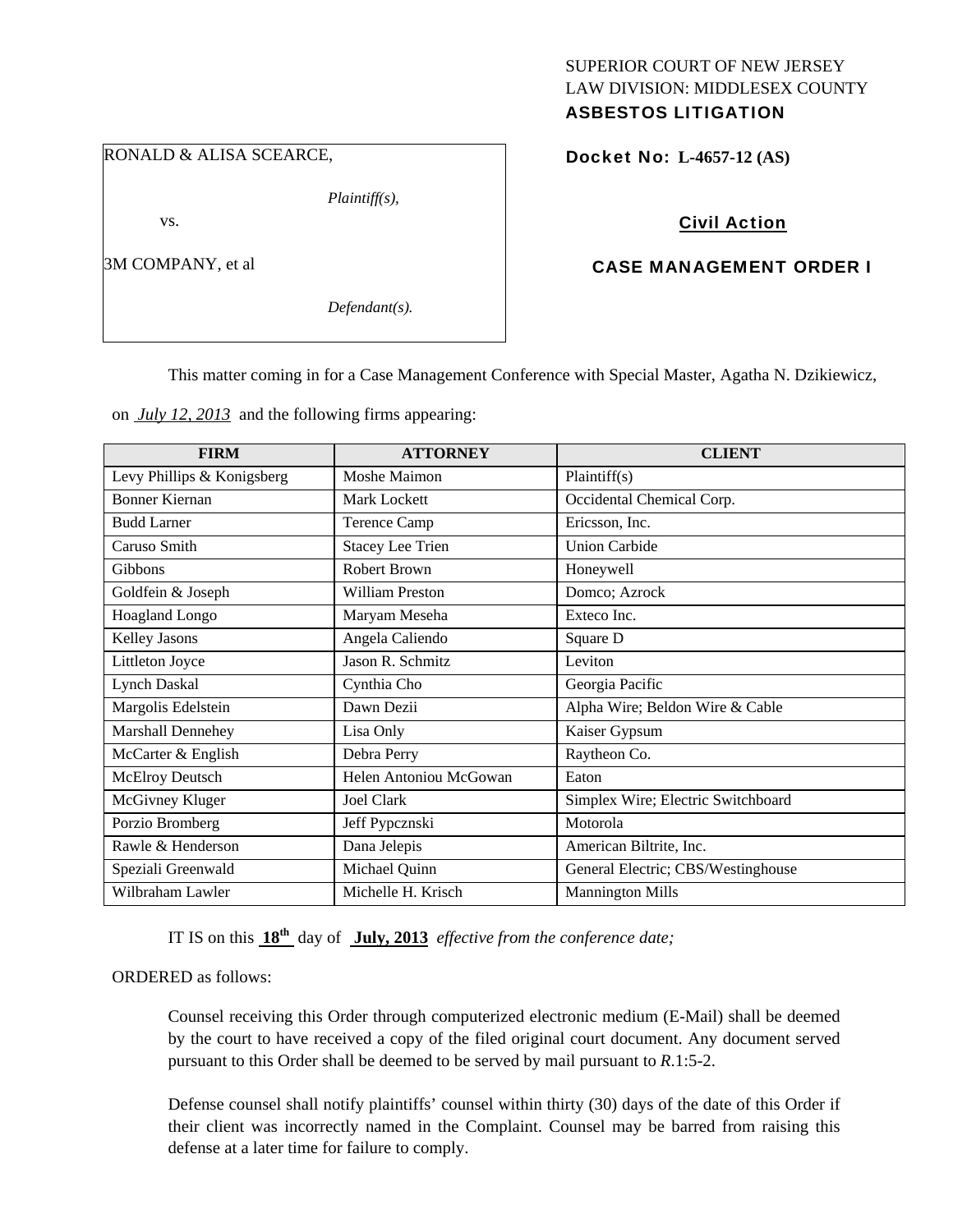SUPERIOR COURT OF NEW JERSEY
LAW DIVISION: MIDDLESEX COUNTY
**ASBESTOS LITIGATION**

RONALD & ALISA SCEARCE,

*Plaintiff(s),*

vs.

3M COMPANY, et al

*Defendant(s).*

**Docket No: L-4657-12 (AS)**

**Civil Action**

**CASE MANAGEMENT ORDER I**

This matter coming in for a Case Management Conference with Special Master, Agatha N. Dzikiewicz, on *July 12, 2013* and the following firms appearing:

| FIRM | ATTORNEY | CLIENT |
|---|---|---|
| Levy Phillips & Konigsberg | Moshe Maimon | Plaintiff(s) |
| Bonner Kiernan | Mark Lockett | Occidental Chemical Corp. |
| Budd Larner | Terence Camp | Ericsson, Inc. |
| Caruso Smith | Stacey Lee Trien | Union Carbide |
| Gibbons | Robert Brown | Honeywell |
| Goldfein & Joseph | William Preston | Domco; Azrock |
| Hoagland Longo | Maryam Meseha | Exteco Inc. |
| Kelley Jasons | Angela Caliendo | Square D |
| Littleton Joyce | Jason R. Schmitz | Leviton |
| Lynch Daskal | Cynthia Cho | Georgia Pacific |
| Margolis Edelstein | Dawn Dezii | Alpha Wire; Beldon Wire & Cable |
| Marshall Dennehey | Lisa Only | Kaiser Gypsum |
| McCarter & English | Debra Perry | Raytheon Co. |
| McElroy Deutsch | Helen Antoniou McGowan | Eaton |
| McGivney Kluger | Joel Clark | Simplex Wire; Electric Switchboard |
| Porzio Bromberg | Jeff Pypcznski | Motorola |
| Rawle & Henderson | Dana Jelepis | American Biltrite, Inc. |
| Speziali Greenwald | Michael Quinn | General Electric; CBS/Westinghouse |
| Wilbraham Lawler | Michelle H. Krisch | Mannington Mills |

IT IS on this **18th** day of **July, 2013** *effective from the conference date;*

ORDERED as follows:

Counsel receiving this Order through computerized electronic medium (E-Mail) shall be deemed by the court to have received a copy of the filed original court document. Any document served pursuant to this Order shall be deemed to be served by mail pursuant to *R*.1:5-2.

Defense counsel shall notify plaintiffs' counsel within thirty (30) days of the date of this Order if their client was incorrectly named in the Complaint. Counsel may be barred from raising this defense at a later time for failure to comply.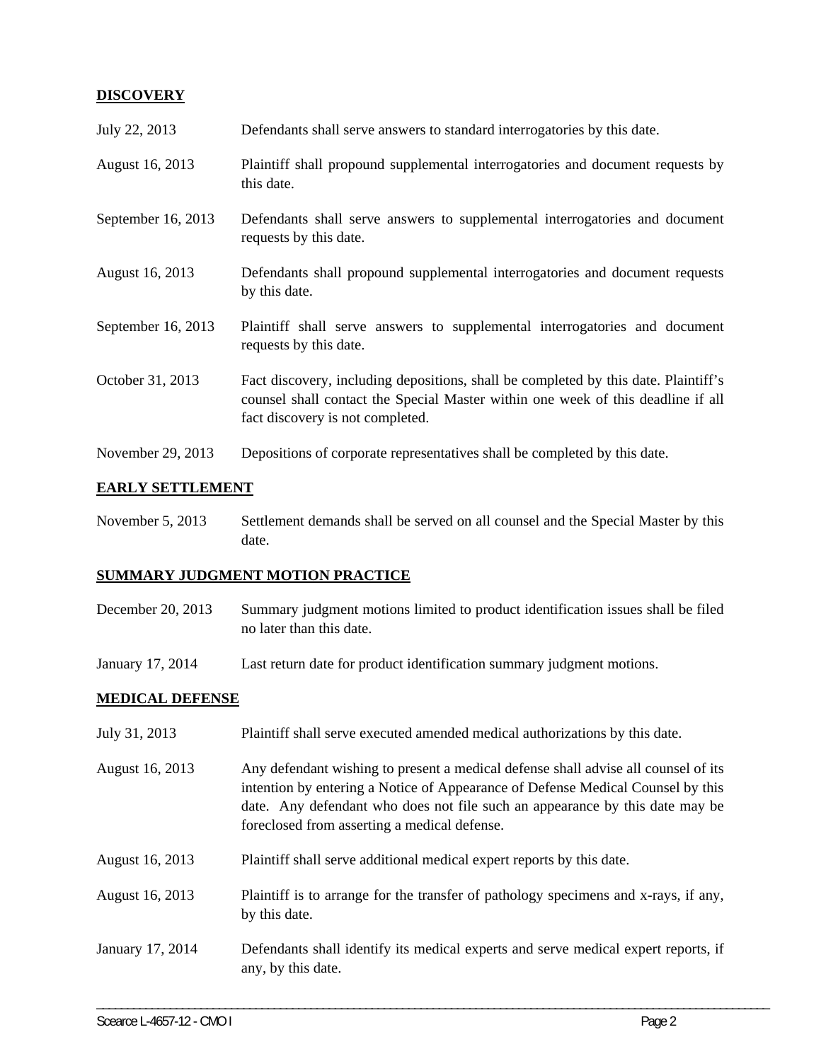## DISCOVERY

| | |
|---|---|
| July 22, 2013 | Defendants shall serve answers to standard interrogatories by this date. |
| August 16, 2013 | Plaintiff shall propound supplemental interrogatories and document requests by this date. |
| September 16, 2013 | Defendants shall serve answers to supplemental interrogatories and document requests by this date. |
| August 16, 2013 | Defendants shall propound supplemental interrogatories and document requests by this date. |
| September 16, 2013 | Plaintiff shall serve answers to supplemental interrogatories and document requests by this date. |
| October 31, 2013 | Fact discovery, including depositions, shall be completed by this date. Plaintiff's counsel shall contact the Special Master within one week of this deadline if all fact discovery is not completed. |
| November 29, 2013 | Depositions of corporate representatives shall be completed by this date. |

## EARLY SETTLEMENT

| | |
|---|---|
| November 5, 2013 | Settlement demands shall be served on all counsel and the Special Master by this date. |

## SUMMARY JUDGMENT MOTION PRACTICE

| | |
|---|---|
| December 20, 2013 | Summary judgment motions limited to product identification issues shall be filed no later than this date. |
| January 17, 2014 | Last return date for product identification summary judgment motions. |

## MEDICAL DEFENSE

| | |
|---|---|
| July 31, 2013 | Plaintiff shall serve executed amended medical authorizations by this date. |
| August 16, 2013 | Any defendant wishing to present a medical defense shall advise all counsel of its intention by entering a Notice of Appearance of Defense Medical Counsel by this date. Any defendant who does not file such an appearance by this date may be foreclosed from asserting a medical defense. |
| August 16, 2013 | Plaintiff shall serve additional medical expert reports by this date. |
| August 16, 2013 | Plaintiff is to arrange for the transfer of pathology specimens and x-rays, if any, by this date. |
| January 17, 2014 | Defendants shall identify its medical experts and serve medical expert reports, if any, by this date. |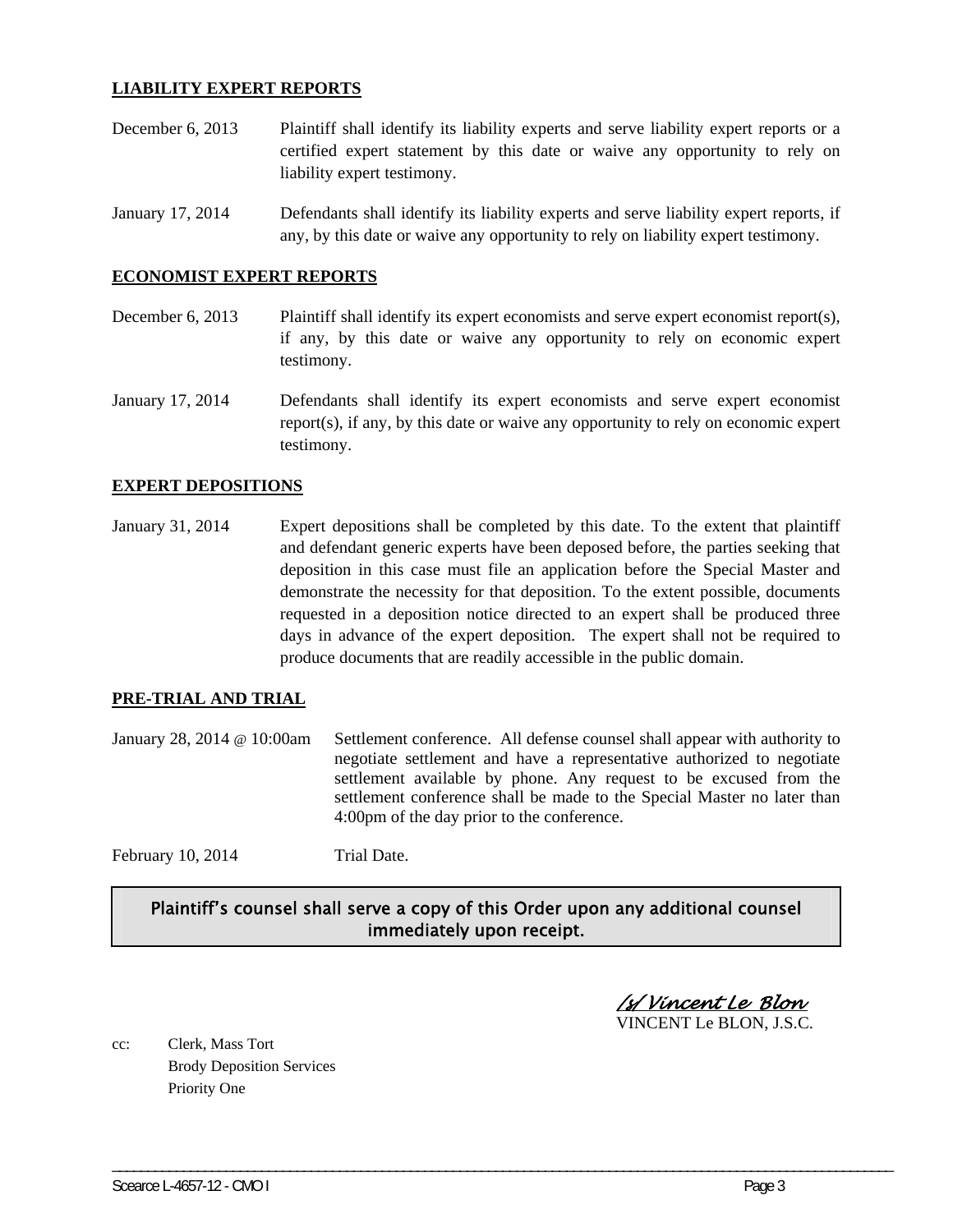**LIABILITY EXPERT REPORTS**

December 6, 2013 — Plaintiff shall identify its liability experts and serve liability expert reports or a certified expert statement by this date or waive any opportunity to rely on liability expert testimony.

January 17, 2014 — Defendants shall identify its liability experts and serve liability expert reports, if any, by this date or waive any opportunity to rely on liability expert testimony.

**ECONOMIST EXPERT REPORTS**

December 6, 2013 — Plaintiff shall identify its expert economists and serve expert economist report(s), if any, by this date or waive any opportunity to rely on economic expert testimony.

January 17, 2014 — Defendants shall identify its expert economists and serve expert economist report(s), if any, by this date or waive any opportunity to rely on economic expert testimony.

**EXPERT DEPOSITIONS**

January 31, 2014 — Expert depositions shall be completed by this date. To the extent that plaintiff and defendant generic experts have been deposed before, the parties seeking that deposition in this case must file an application before the Special Master and demonstrate the necessity for that deposition. To the extent possible, documents requested in a deposition notice directed to an expert shall be produced three days in advance of the expert deposition. The expert shall not be required to produce documents that are readily accessible in the public domain.

**PRE-TRIAL AND TRIAL**

January 28, 2014 @ 10:00am — Settlement conference. All defense counsel shall appear with authority to negotiate settlement and have a representative authorized to negotiate settlement available by phone. Any request to be excused from the settlement conference shall be made to the Special Master no later than 4:00pm of the day prior to the conference.

February 10, 2014 — Trial Date.

**Plaintiff's counsel shall serve a copy of this Order upon any additional counsel immediately upon receipt.**

/s/ Vincent Le Blon
VINCENT Le BLON, J.S.C.

cc: Clerk, Mass Tort
Brody Deposition Services
Priority One

Scearce L-4657-12 - CMO I